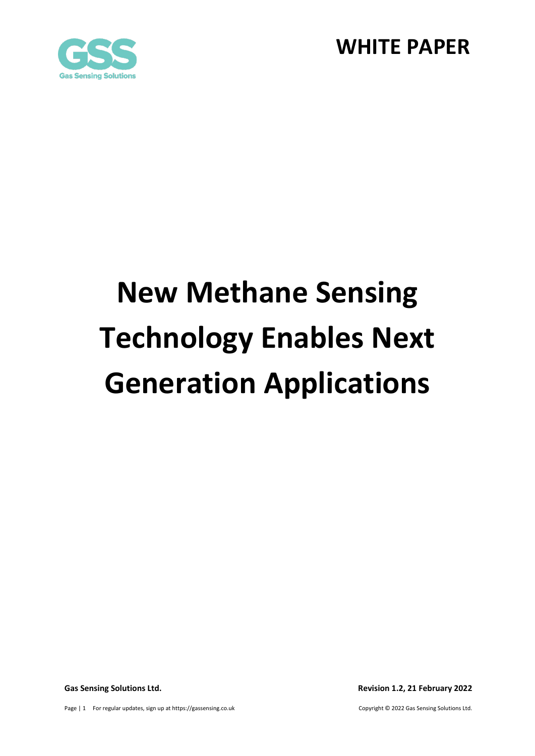**WHITE PAPER**

# New Methane Sensing Technology Enables Next Generation Applications

**Gas Sensing Solutions Ltd.**

**Revision 1.2, 21 February 2022**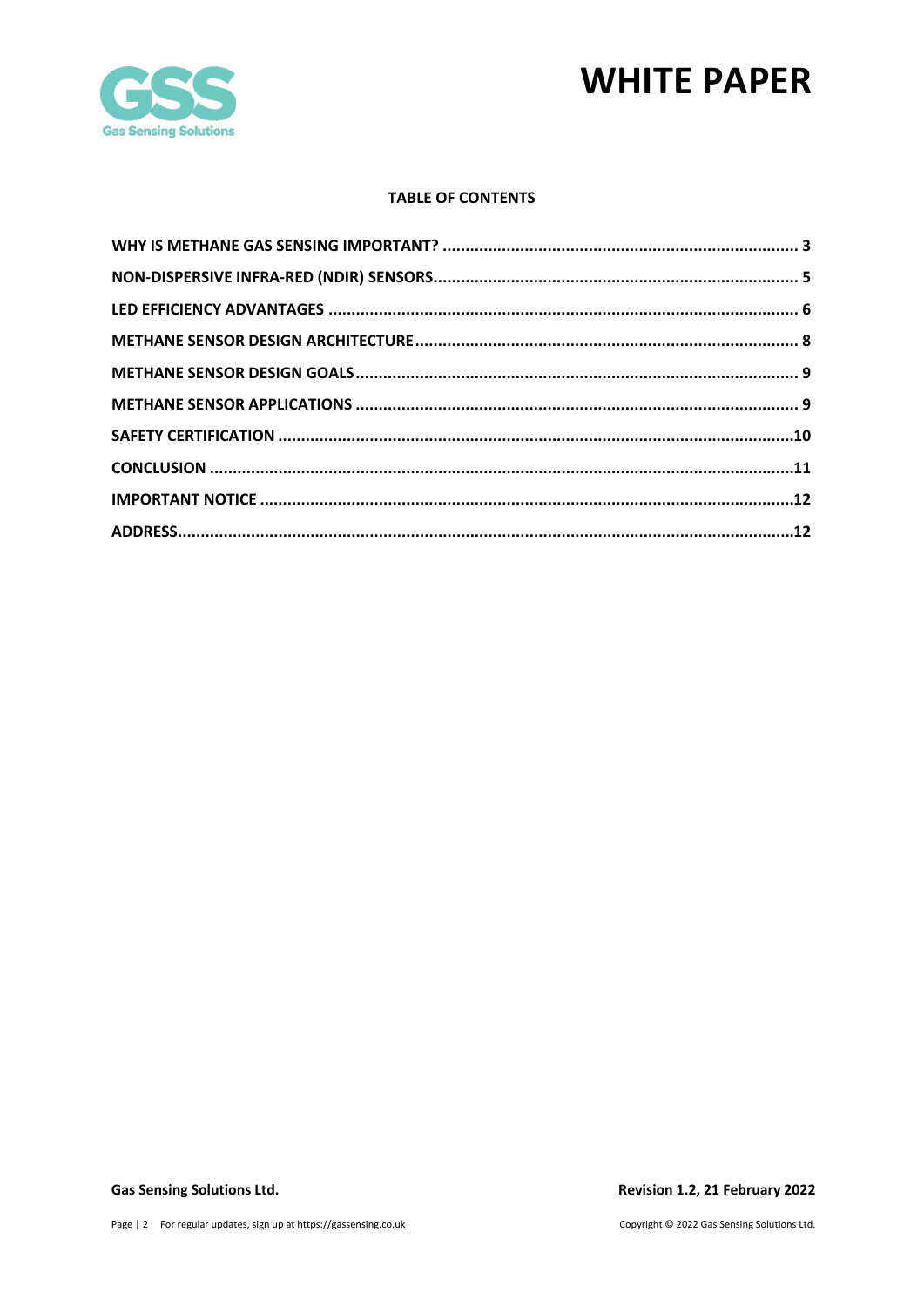**TABLE OF CONTENTS**

| | |
|---|---|
| WHY IS METHANE GAS SENSING IMPORTANT? | 3 |
| NON-DISPERSIVE INFRA-RED (NDIR) SENSORS | 5 |
| LED EFFICIENCY ADVANTAGES | 6 |
| METHANE SENSOR DESIGN ARCHITECTURE | 8 |
| METHANE SENSOR DESIGN GOALS | 9 |
| METHANE SENSOR APPLICATIONS | 9 |
| SAFETY CERTIFICATION | 10 |
| CONCLUSION | 11 |
| IMPORTANT NOTICE | 12 |
| ADDRESS | 12 |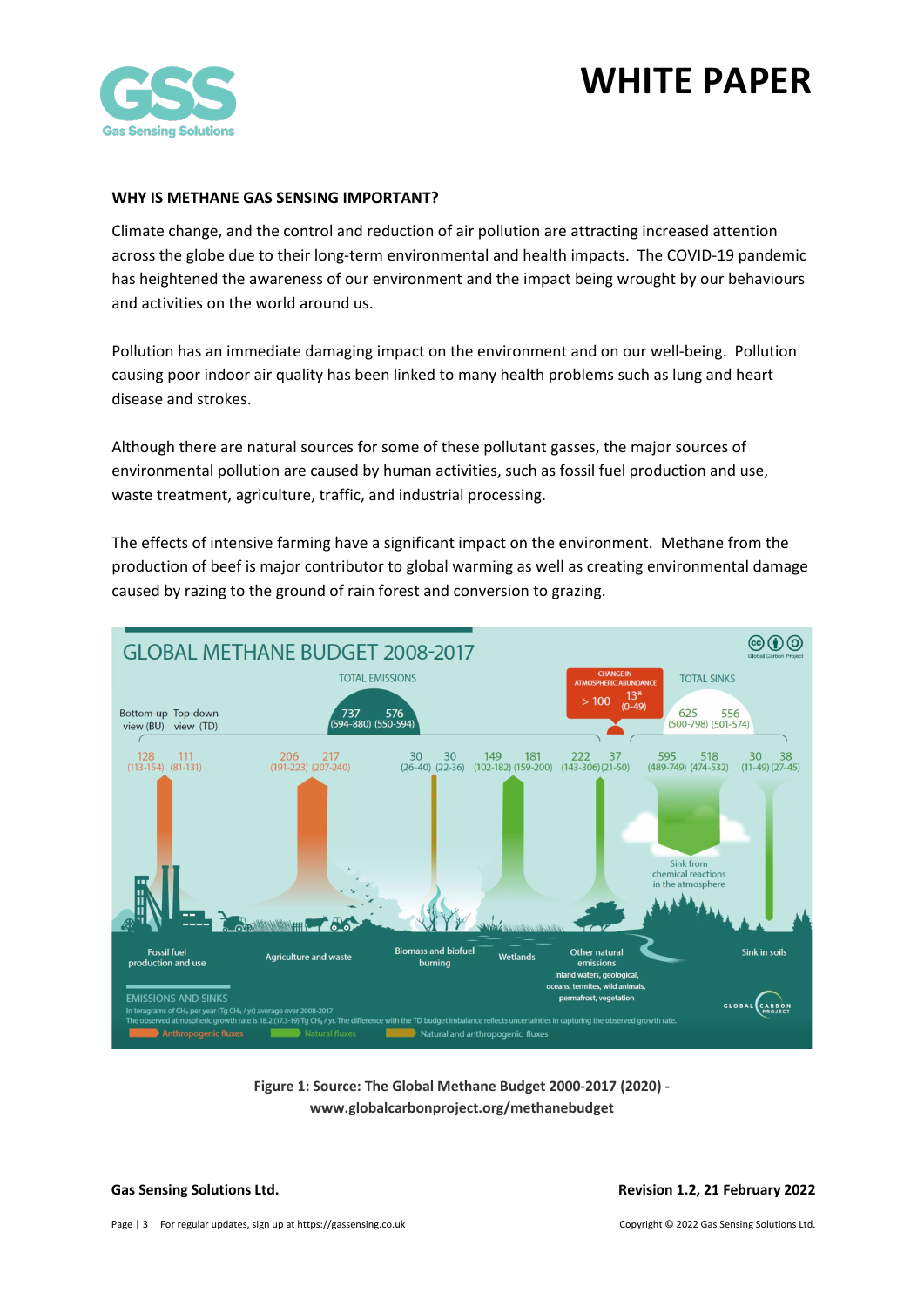## WHY IS METHANE GAS SENSING IMPORTANT?

Climate change, and the control and reduction of air pollution are attracting increased attention across the globe due to their long-term environmental and health impacts. The COVID-19 pandemic has heightened the awareness of our environment and the impact being wrought by our behaviours and activities on the world around us.

Pollution has an immediate damaging impact on the environment and on our well-being. Pollution causing poor indoor air quality has been linked to many health problems such as lung and heart disease and strokes.

Although there are natural sources for some of these pollutant gasses, the major sources of environmental pollution are caused by human activities, such as fossil fuel production and use, waste treatment, agriculture, traffic, and industrial processing.

The effects of intensive farming have a significant impact on the environment. Methane from the production of beef is major contributor to global warming as well as creating environmental damage caused by razing to the ground of rain forest and conversion to grazing.

**Figure 1: Source: The Global Methane Budget 2000-2017 (2020) - www.globalcarbonproject.org/methanebudget**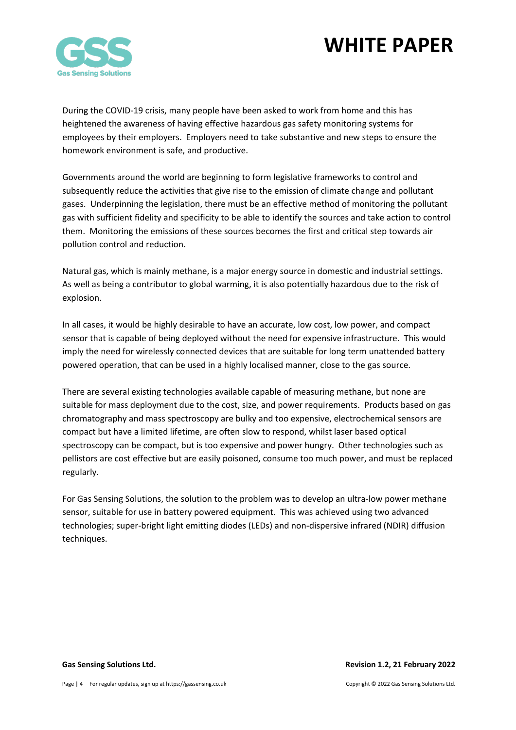During the COVID-19 crisis, many people have been asked to work from home and this has heightened the awareness of having effective hazardous gas safety monitoring systems for employees by their employers. Employers need to take substantive and new steps to ensure the homework environment is safe, and productive.

Governments around the world are beginning to form legislative frameworks to control and subsequently reduce the activities that give rise to the emission of climate change and pollutant gases. Underpinning the legislation, there must be an effective method of monitoring the pollutant gas with sufficient fidelity and specificity to be able to identify the sources and take action to control them. Monitoring the emissions of these sources becomes the first and critical step towards air pollution control and reduction.

Natural gas, which is mainly methane, is a major energy source in domestic and industrial settings. As well as being a contributor to global warming, it is also potentially hazardous due to the risk of explosion.

In all cases, it would be highly desirable to have an accurate, low cost, low power, and compact sensor that is capable of being deployed without the need for expensive infrastructure. This would imply the need for wirelessly connected devices that are suitable for long term unattended battery powered operation, that can be used in a highly localised manner, close to the gas source.

There are several existing technologies available capable of measuring methane, but none are suitable for mass deployment due to the cost, size, and power requirements. Products based on gas chromatography and mass spectroscopy are bulky and too expensive, electrochemical sensors are compact but have a limited lifetime, are often slow to respond, whilst laser based optical spectroscopy can be compact, but is too expensive and power hungry. Other technologies such as pellistors are cost effective but are easily poisoned, consume too much power, and must be replaced regularly.

For Gas Sensing Solutions, the solution to the problem was to develop an ultra-low power methane sensor, suitable for use in battery powered equipment. This was achieved using two advanced technologies; super-bright light emitting diodes (LEDs) and non-dispersive infrared (NDIR) diffusion techniques.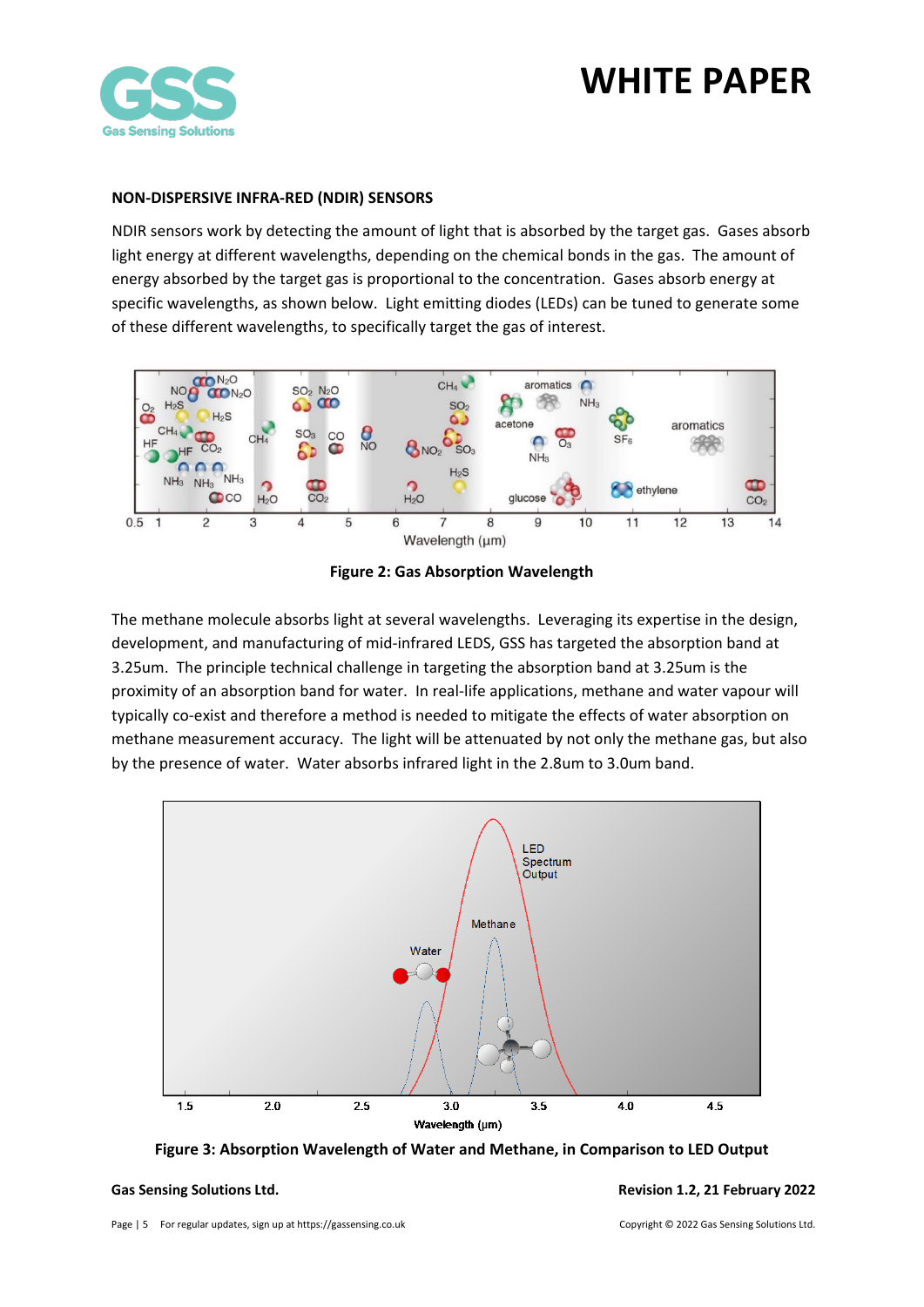## NON-DISPERSIVE INFRA-RED (NDIR) SENSORS

NDIR sensors work by detecting the amount of light that is absorbed by the target gas. Gases absorb light energy at different wavelengths, depending on the chemical bonds in the gas. The amount of energy absorbed by the target gas is proportional to the concentration. Gases absorb energy at specific wavelengths, as shown below. Light emitting diodes (LEDs) can be tuned to generate some of these different wavelengths, to specifically target the gas of interest.

**Figure 2: Gas Absorption Wavelength**

The methane molecule absorbs light at several wavelengths. Leveraging its expertise in the design, development, and manufacturing of mid-infrared LEDS, GSS has targeted the absorption band at 3.25um. The principle technical challenge in targeting the absorption band at 3.25um is the proximity of an absorption band for water. In real-life applications, methane and water vapour will typically co-exist and therefore a method is needed to mitigate the effects of water absorption on methane measurement accuracy. The light will be attenuated by not only the methane gas, but also by the presence of water. Water absorbs infrared light in the 2.8um to 3.0um band.

**Figure 3: Absorption Wavelength of Water and Methane, in Comparison to LED Output**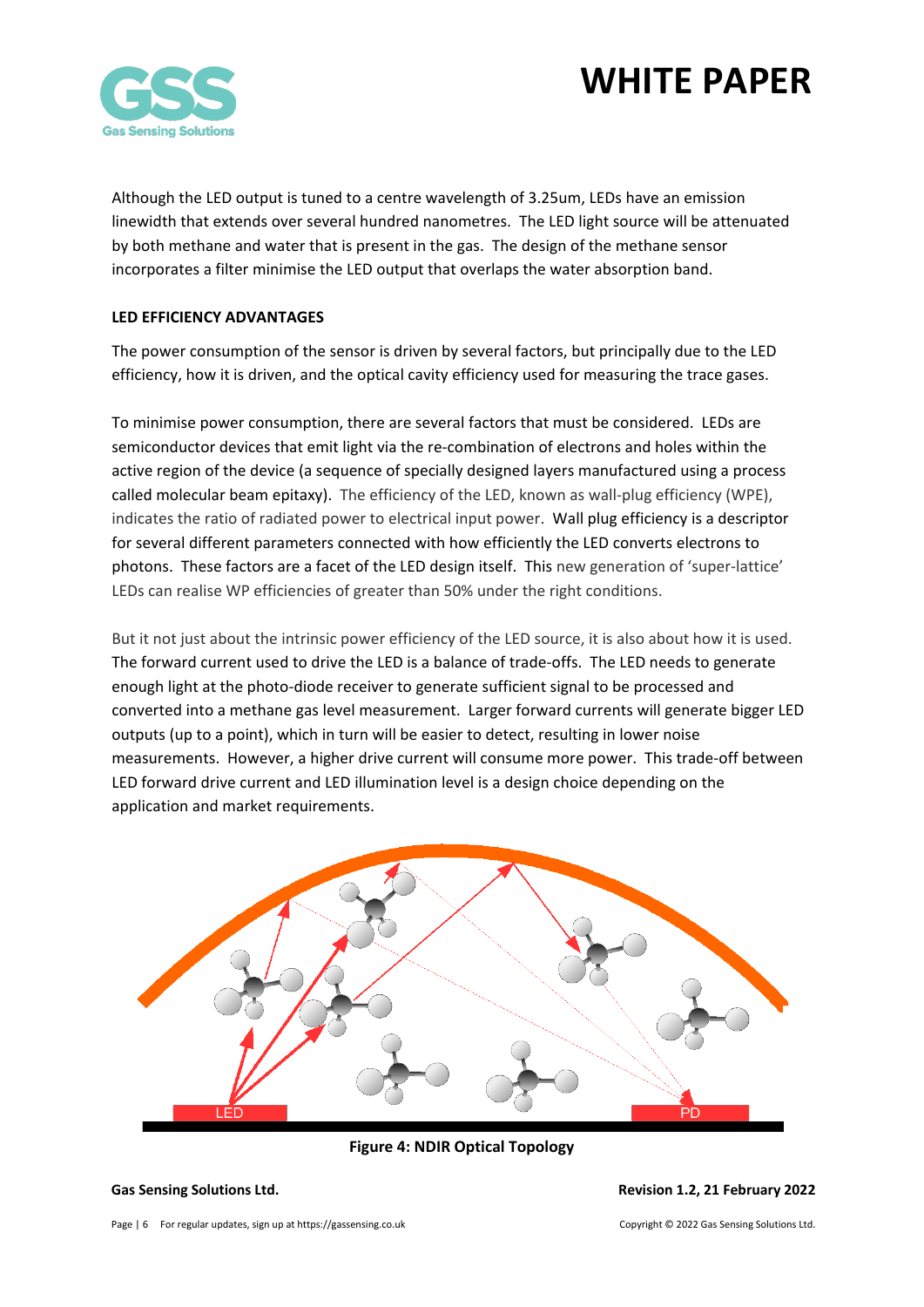Although the LED output is tuned to a centre wavelength of 3.25um, LEDs have an emission linewidth that extends over several hundred nanometres. The LED light source will be attenuated by both methane and water that is present in the gas. The design of the methane sensor incorporates a filter minimise the LED output that overlaps the water absorption band.

**LED EFFICIENCY ADVANTAGES**

The power consumption of the sensor is driven by several factors, but principally due to the LED efficiency, how it is driven, and the optical cavity efficiency used for measuring the trace gases.

To minimise power consumption, there are several factors that must be considered. LEDs are semiconductor devices that emit light via the re-combination of electrons and holes within the active region of the device (a sequence of specially designed layers manufactured using a process called molecular beam epitaxy). The efficiency of the LED, known as wall-plug efficiency (WPE), indicates the ratio of radiated power to electrical input power. Wall plug efficiency is a descriptor for several different parameters connected with how efficiently the LED converts electrons to photons. These factors are a facet of the LED design itself. This new generation of 'super-lattice' LEDs can realise WP efficiencies of greater than 50% under the right conditions.

But it not just about the intrinsic power efficiency of the LED source, it is also about how it is used. The forward current used to drive the LED is a balance of trade-offs. The LED needs to generate enough light at the photo-diode receiver to generate sufficient signal to be processed and converted into a methane gas level measurement. Larger forward currents will generate bigger LED outputs (up to a point), which in turn will be easier to detect, resulting in lower noise measurements. However, a higher drive current will consume more power. This trade-off between LED forward drive current and LED illumination level is a design choice depending on the application and market requirements.

**Figure 4: NDIR Optical Topology**

**Gas Sensing Solutions Ltd.** **Revision 1.2, 21 February 2022**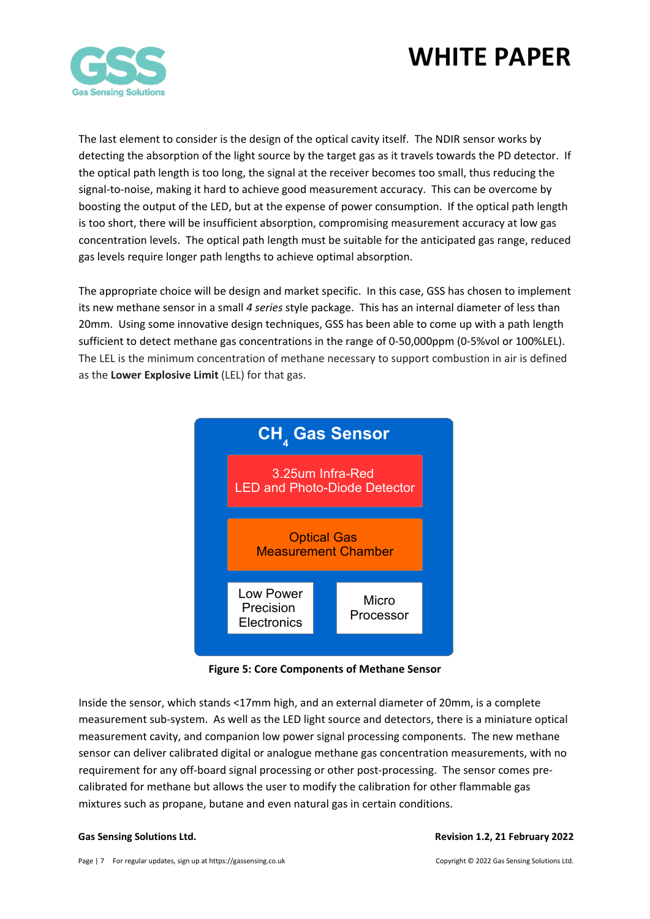The last element to consider is the design of the optical cavity itself. The NDIR sensor works by detecting the absorption of the light source by the target gas as it travels towards the PD detector. If the optical path length is too long, the signal at the receiver becomes too small, thus reducing the signal-to-noise, making it hard to achieve good measurement accuracy. This can be overcome by boosting the output of the LED, but at the expense of power consumption. If the optical path length is too short, there will be insufficient absorption, compromising measurement accuracy at low gas concentration levels. The optical path length must be suitable for the anticipated gas range, reduced gas levels require longer path lengths to achieve optimal absorption.

The appropriate choice will be design and market specific. In this case, GSS has chosen to implement its new methane sensor in a small *4 series* style package. This has an internal diameter of less than 20mm. Using some innovative design techniques, GSS has been able to come up with a path length sufficient to detect methane gas concentrations in the range of 0-50,000ppm (0-5%vol or 100%LEL). The LEL is the minimum concentration of methane necessary to support combustion in air is defined as the **Lower Explosive Limit** (LEL) for that gas.

$CH_4$ Gas Sensor

- 3.25um Infra-Red LED and Photo-Diode Detector
- Optical Gas Measurement Chamber
- Low Power Precision Electronics
- Micro Processor

**Figure 5: Core Components of Methane Sensor**

Inside the sensor, which stands <17mm high, and an external diameter of 20mm, is a complete measurement sub-system. As well as the LED light source and detectors, there is a miniature optical measurement cavity, and companion low power signal processing components. The new methane sensor can deliver calibrated digital or analogue methane gas concentration measurements, with no requirement for any off-board signal processing or other post-processing. The sensor comes pre-calibrated for methane but allows the user to modify the calibration for other flammable gas mixtures such as propane, butane and even natural gas in certain conditions.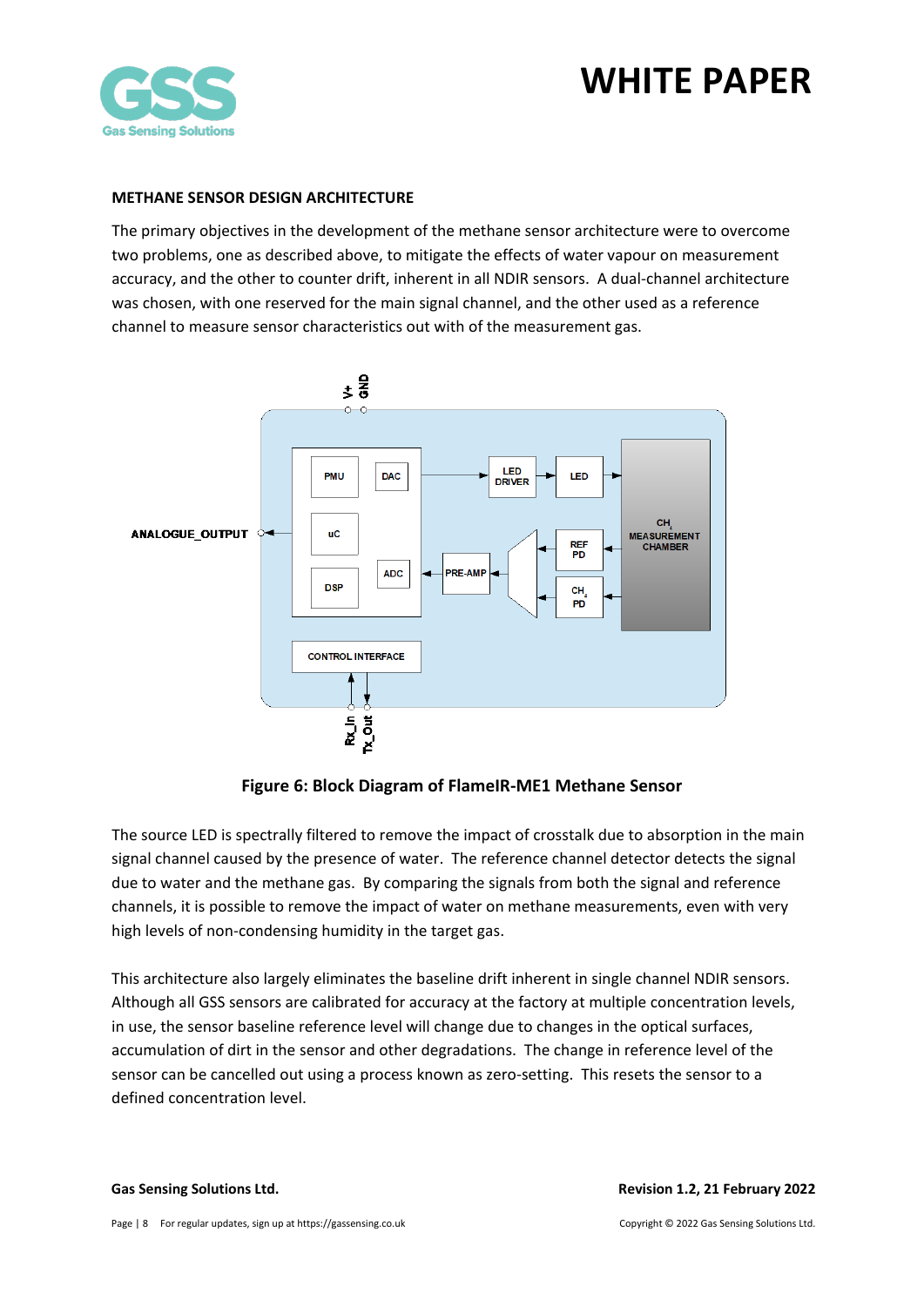## METHANE SENSOR DESIGN ARCHITECTURE

The primary objectives in the development of the methane sensor architecture were to overcome two problems, one as described above, to mitigate the effects of water vapour on measurement accuracy, and the other to counter drift, inherent in all NDIR sensors. A dual-channel architecture was chosen, with one reserved for the main signal channel, and the other used as a reference channel to measure sensor characteristics out with of the measurement gas.

**Figure 6: Block Diagram of FlameIR-ME1 Methane Sensor**

The source LED is spectrally filtered to remove the impact of crosstalk due to absorption in the main signal channel caused by the presence of water. The reference channel detector detects the signal due to water and the methane gas. By comparing the signals from both the signal and reference channels, it is possible to remove the impact of water on methane measurements, even with very high levels of non-condensing humidity in the target gas.

This architecture also largely eliminates the baseline drift inherent in single channel NDIR sensors. Although all GSS sensors are calibrated for accuracy at the factory at multiple concentration levels, in use, the sensor baseline reference level will change due to changes in the optical surfaces, accumulation of dirt in the sensor and other degradations. The change in reference level of the sensor can be cancelled out using a process known as zero-setting. This resets the sensor to a defined concentration level.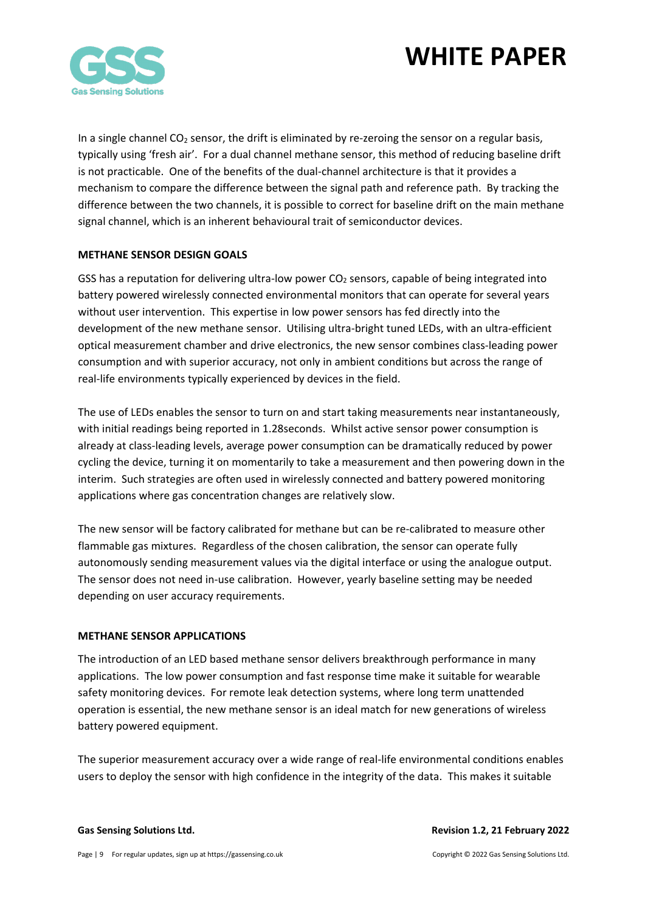In a single channel $CO_2$ sensor, the drift is eliminated by re-zeroing the sensor on a regular basis, typically using 'fresh air'. For a dual channel methane sensor, this method of reducing baseline drift is not practicable. One of the benefits of the dual-channel architecture is that it provides a mechanism to compare the difference between the signal path and reference path. By tracking the difference between the two channels, it is possible to correct for baseline drift on the main methane signal channel, which is an inherent behavioural trait of semiconductor devices.

**METHANE SENSOR DESIGN GOALS**

GSS has a reputation for delivering ultra-low power $CO_2$ sensors, capable of being integrated into battery powered wirelessly connected environmental monitors that can operate for several years without user intervention. This expertise in low power sensors has fed directly into the development of the new methane sensor. Utilising ultra-bright tuned LEDs, with an ultra-efficient optical measurement chamber and drive electronics, the new sensor combines class-leading power consumption and with superior accuracy, not only in ambient conditions but across the range of real-life environments typically experienced by devices in the field.

The use of LEDs enables the sensor to turn on and start taking measurements near instantaneously, with initial readings being reported in 1.28seconds. Whilst active sensor power consumption is already at class-leading levels, average power consumption can be dramatically reduced by power cycling the device, turning it on momentarily to take a measurement and then powering down in the interim. Such strategies are often used in wirelessly connected and battery powered monitoring applications where gas concentration changes are relatively slow.

The new sensor will be factory calibrated for methane but can be re-calibrated to measure other flammable gas mixtures. Regardless of the chosen calibration, the sensor can operate fully autonomously sending measurement values via the digital interface or using the analogue output. The sensor does not need in-use calibration. However, yearly baseline setting may be needed depending on user accuracy requirements.

**METHANE SENSOR APPLICATIONS**

The introduction of an LED based methane sensor delivers breakthrough performance in many applications. The low power consumption and fast response time make it suitable for wearable safety monitoring devices. For remote leak detection systems, where long term unattended operation is essential, the new methane sensor is an ideal match for new generations of wireless battery powered equipment.

The superior measurement accuracy over a wide range of real-life environmental conditions enables users to deploy the sensor with high confidence in the integrity of the data. This makes it suitable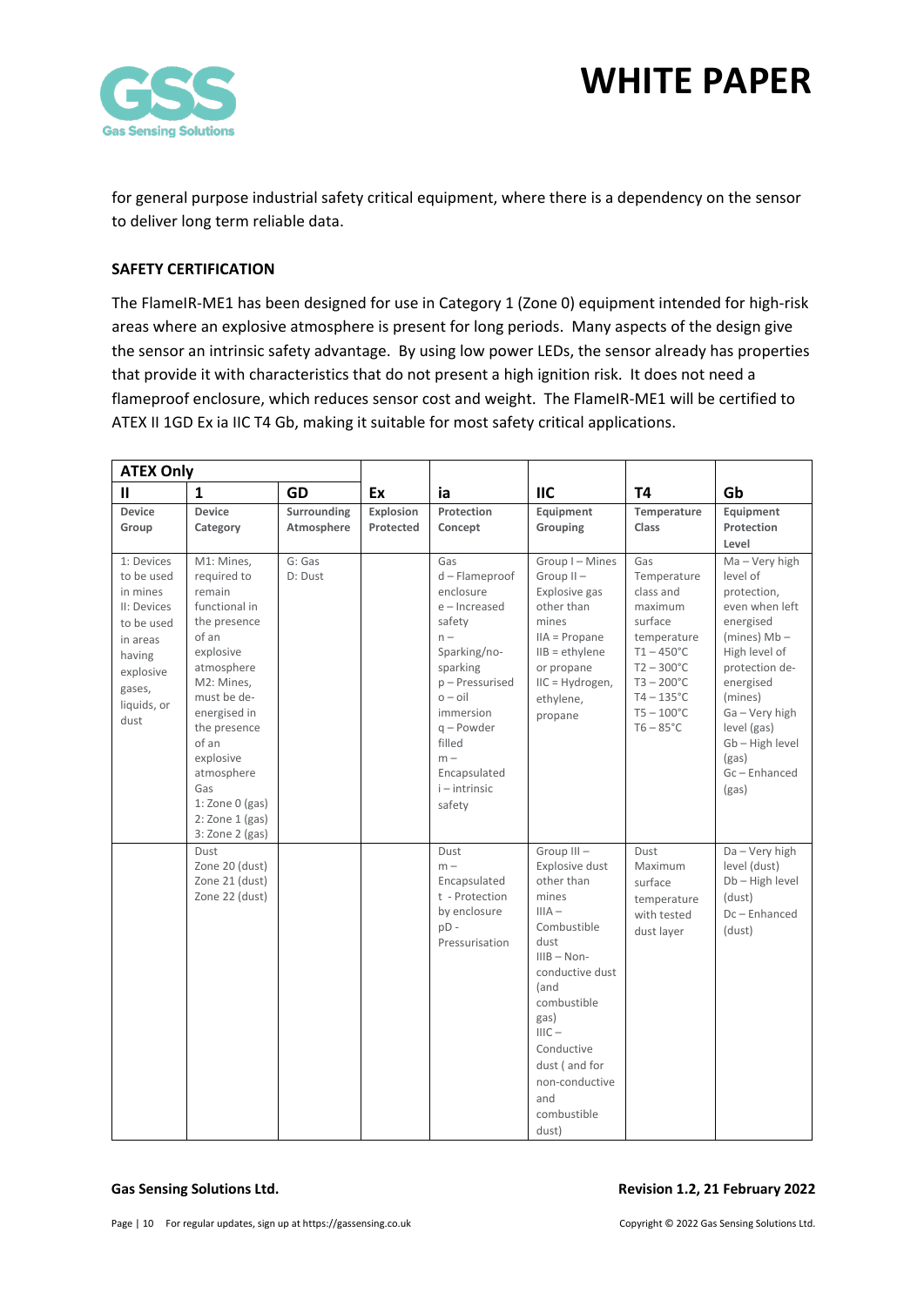for general purpose industrial safety critical equipment, where there is a dependency on the sensor to deliver long term reliable data.

## SAFETY CERTIFICATION

The FlameIR-ME1 has been designed for use in Category 1 (Zone 0) equipment intended for high-risk areas where an explosive atmosphere is present for long periods. Many aspects of the design give the sensor an intrinsic safety advantage. By using low power LEDs, the sensor already has properties that provide it with characteristics that do not present a high ignition risk. It does not need a flameproof enclosure, which reduces sensor cost and weight. The FlameIR-ME1 will be certified to ATEX II 1GD Ex ia IIC T4 Gb, making it suitable for most safety critical applications.

| ATEX Only | | | | | | | |
|---|---|---|---|---|---|---|---|
| **II** | **1** | **GD** | **Ex** | **ia** | **IIC** | **T4** | **Gb** |
| **Device Group** | **Device Category** | **Surrounding Atmosphere** | **Explosion Protected** | **Protection Concept** | **Equipment Grouping** | **Temperature Class** | **Equipment Protection Level** |
| 1: Devices to be used in mines II: Devices to be used in areas having explosive gases, liquids, or dust | M1: Mines, required to remain functional in the presence of an explosive atmosphere M2: Mines, must be de-energised in the presence of an explosive atmosphere Gas 1: Zone 0 (gas) 2: Zone 1 (gas) 3: Zone 2 (gas) | G: Gas D: Dust | | Gas d – Flameproof enclosure e – Increased safety n – Sparking/no-sparking p – Pressurised o – oil immersion q – Powder filled m – Encapsulated i – intrinsic safety | Group I – Mines Group II – Explosive gas other than mines IIA = Propane IIB = ethylene or propane IIC = Hydrogen, ethylene, propane | Gas Temperature class and maximum surface temperature T1 – 450°C T2 – 300°C T3 – 200°C T4 – 135°C T5 – 100°C T6 – 85°C | Ma – Very high level of protection, even when left energised (mines) Mb – High level of protection de-energised (mines) Ga – Very high level (gas) Gb – High level (gas) Gc – Enhanced (gas) |
| | Dust Zone 20 (dust) Zone 21 (dust) Zone 22 (dust) | | | Dust m – Encapsulated t - Protection by enclosure pD - Pressurisation | Group III – Explosive dust other than mines IIIA – Combustible dust IIIB – Non-conductive dust (and combustible gas) IIIC – Conductive dust ( and for non-conductive and combustible dust) | Dust Maximum surface temperature with tested dust layer | Da – Very high level (dust) Db – High level (dust) Dc – Enhanced (dust) |

**Gas Sensing Solutions Ltd.** **Revision 1.2, 21 February 2022**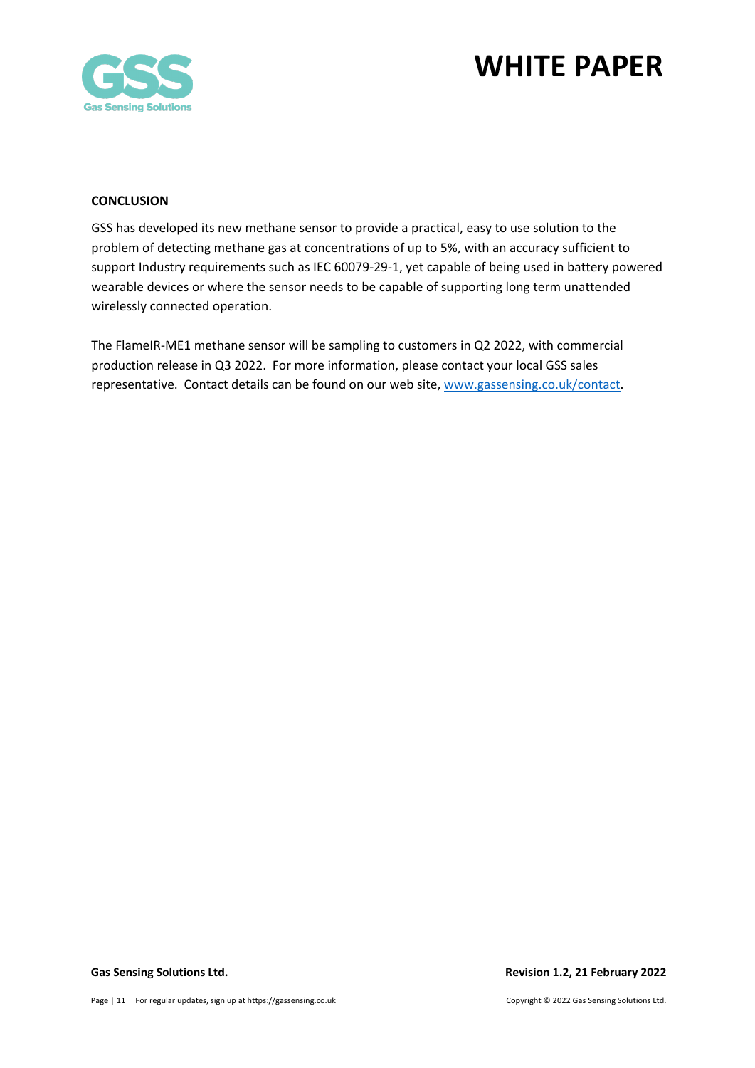## CONCLUSION

GSS has developed its new methane sensor to provide a practical, easy to use solution to the problem of detecting methane gas at concentrations of up to 5%, with an accuracy sufficient to support Industry requirements such as IEC 60079-29-1, yet capable of being used in battery powered wearable devices or where the sensor needs to be capable of supporting long term unattended wirelessly connected operation.

The FlameIR-ME1 methane sensor will be sampling to customers in Q2 2022, with commercial production release in Q3 2022. For more information, please contact your local GSS sales representative. Contact details can be found on our web site, [www.gassensing.co.uk/contact](www.gassensing.co.uk/contact).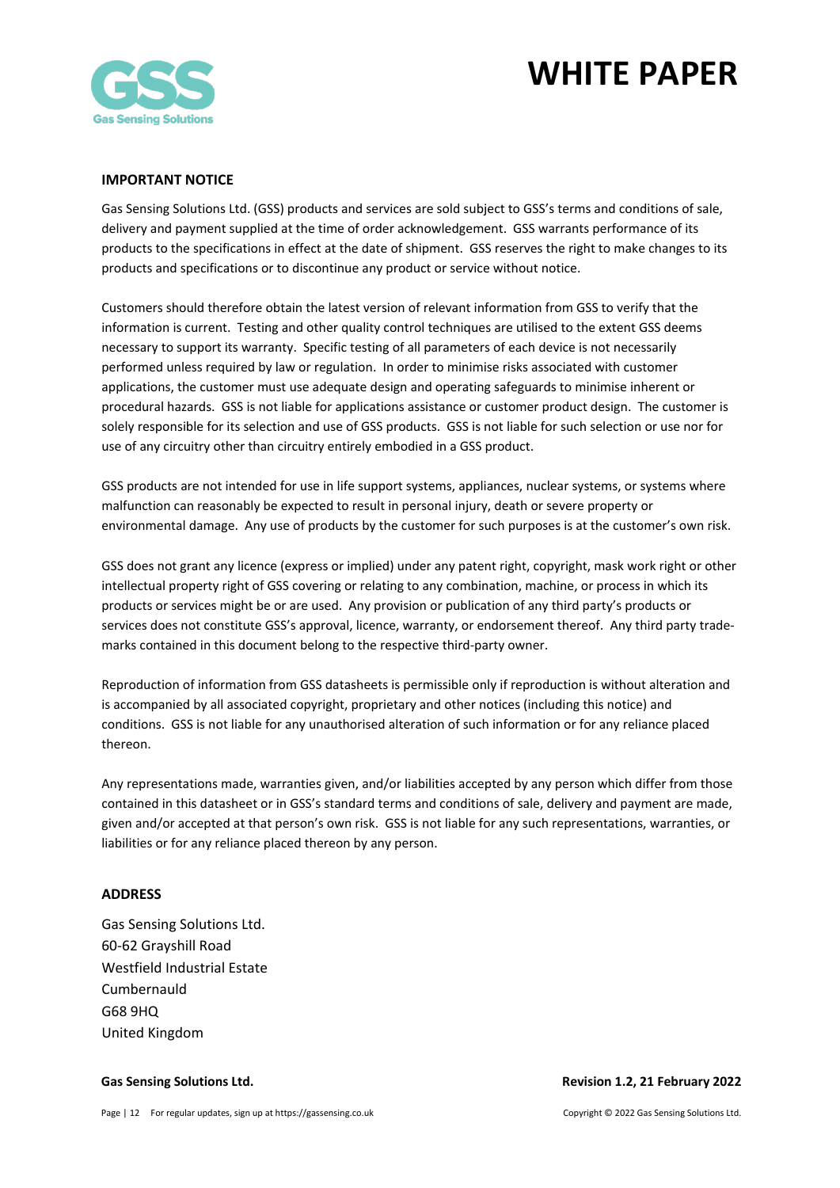### IMPORTANT NOTICE

Gas Sensing Solutions Ltd. (GSS) products and services are sold subject to GSS's terms and conditions of sale, delivery and payment supplied at the time of order acknowledgement. GSS warrants performance of its products to the specifications in effect at the date of shipment. GSS reserves the right to make changes to its products and specifications or to discontinue any product or service without notice.

Customers should therefore obtain the latest version of relevant information from GSS to verify that the information is current. Testing and other quality control techniques are utilised to the extent GSS deems necessary to support its warranty. Specific testing of all parameters of each device is not necessarily performed unless required by law or regulation. In order to minimise risks associated with customer applications, the customer must use adequate design and operating safeguards to minimise inherent or procedural hazards. GSS is not liable for applications assistance or customer product design. The customer is solely responsible for its selection and use of GSS products. GSS is not liable for such selection or use nor for use of any circuitry other than circuitry entirely embodied in a GSS product.

GSS products are not intended for use in life support systems, appliances, nuclear systems, or systems where malfunction can reasonably be expected to result in personal injury, death or severe property or environmental damage. Any use of products by the customer for such purposes is at the customer's own risk.

GSS does not grant any licence (express or implied) under any patent right, copyright, mask work right or other intellectual property right of GSS covering or relating to any combination, machine, or process in which its products or services might be or are used. Any provision or publication of any third party's products or services does not constitute GSS's approval, licence, warranty, or endorsement thereof. Any third party trade-marks contained in this document belong to the respective third-party owner.

Reproduction of information from GSS datasheets is permissible only if reproduction is without alteration and is accompanied by all associated copyright, proprietary and other notices (including this notice) and conditions. GSS is not liable for any unauthorised alteration of such information or for any reliance placed thereon.

Any representations made, warranties given, and/or liabilities accepted by any person which differ from those contained in this datasheet or in GSS's standard terms and conditions of sale, delivery and payment are made, given and/or accepted at that person's own risk. GSS is not liable for any such representations, warranties, or liabilities or for any reliance placed thereon by any person.

### ADDRESS

Gas Sensing Solutions Ltd.
60-62 Grayshill Road
Westfield Industrial Estate
Cumbernauld
G68 9HQ
United Kingdom